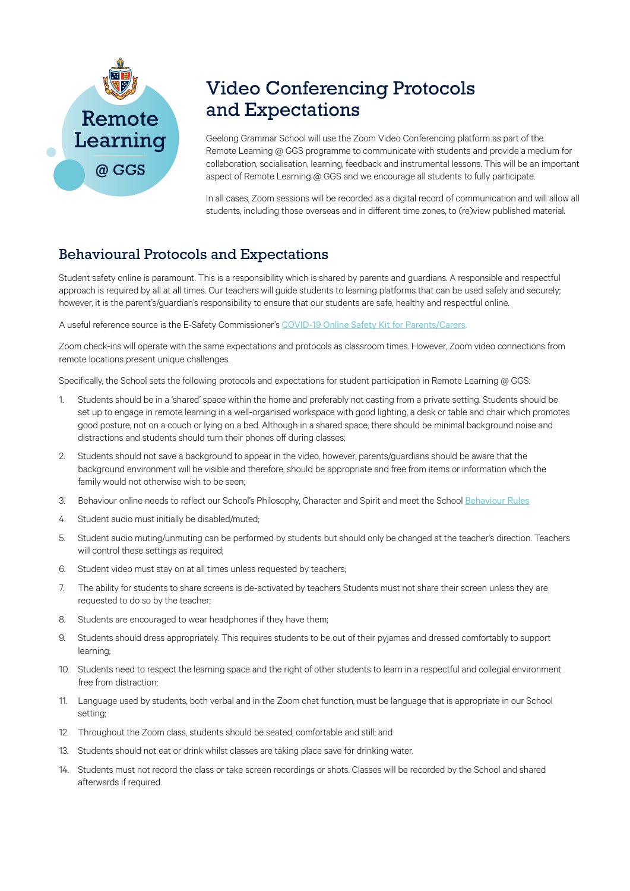Remote Learning @ GGS

# Video Conferencing Protocols and Expectations

Geelong Grammar School will use the Zoom Video Conferencing platform as part of the Remote Learning @ GGS programme to communicate with students and provide a medium for collaboration, socialisation, learning, feedback and instrumental lessons. This will be an important aspect of Remote Learning @ GGS and we encourage all students to fully participate.

In all cases, Zoom sessions will be recorded as a digital record of communication and will allow all students, including those overseas and in different time zones, to (re)view published material.

## Behavioural Protocols and Expectations

Student safety online is paramount. This is a responsibility which is shared by parents and guardians. A responsible and respectful approach is required by all at all times. Our teachers will guide students to learning platforms that can be used safely and securely; however, it is the parent's/guardian's responsibility to ensure that our students are safe, healthy and respectful online.

A useful reference source is the E-Safety Commissioner's COVID-19 Online Safety Kit for Parents/Carers.

Zoom check-ins will operate with the same expectations and protocols as classroom times. However, Zoom video connections from remote locations present unique challenges.

Specifically, the School sets the following protocols and expectations for student participation in Remote Learning @ GGS:

1. Students should be in a 'shared' space within the home and preferably not casting from a private setting. Students should be set up to engage in remote learning in a well-organised workspace with good lighting, a desk or table and chair which promotes good posture, not on a couch or lying on a bed. Although in a shared space, there should be minimal background noise and distractions and students should turn their phones off during classes;
2. Students should not save a background to appear in the video, however, parents/guardians should be aware that the background environment will be visible and therefore, should be appropriate and free from items or information which the family would not otherwise wish to be seen;
3. Behaviour online needs to reflect our School's Philosophy, Character and Spirit and meet the School Behaviour Rules
4. Student audio must initially be disabled/muted;
5. Student audio muting/unmuting can be performed by students but should only be changed at the teacher's direction. Teachers will control these settings as required;
6. Student video must stay on at all times unless requested by teachers;
7. The ability for students to share screens is de-activated by teachers Students must not share their screen unless they are requested to do so by the teacher;
8. Students are encouraged to wear headphones if they have them;
9. Students should dress appropriately. This requires students to be out of their pyjamas and dressed comfortably to support learning;
10. Students need to respect the learning space and the right of other students to learn in a respectful and collegial environment free from distraction;
11. Language used by students, both verbal and in the Zoom chat function, must be language that is appropriate in our School setting;
12. Throughout the Zoom class, students should be seated, comfortable and still; and
13. Students should not eat or drink whilst classes are taking place save for drinking water.
14. Students must not record the class or take screen recordings or shots. Classes will be recorded by the School and shared afterwards if required.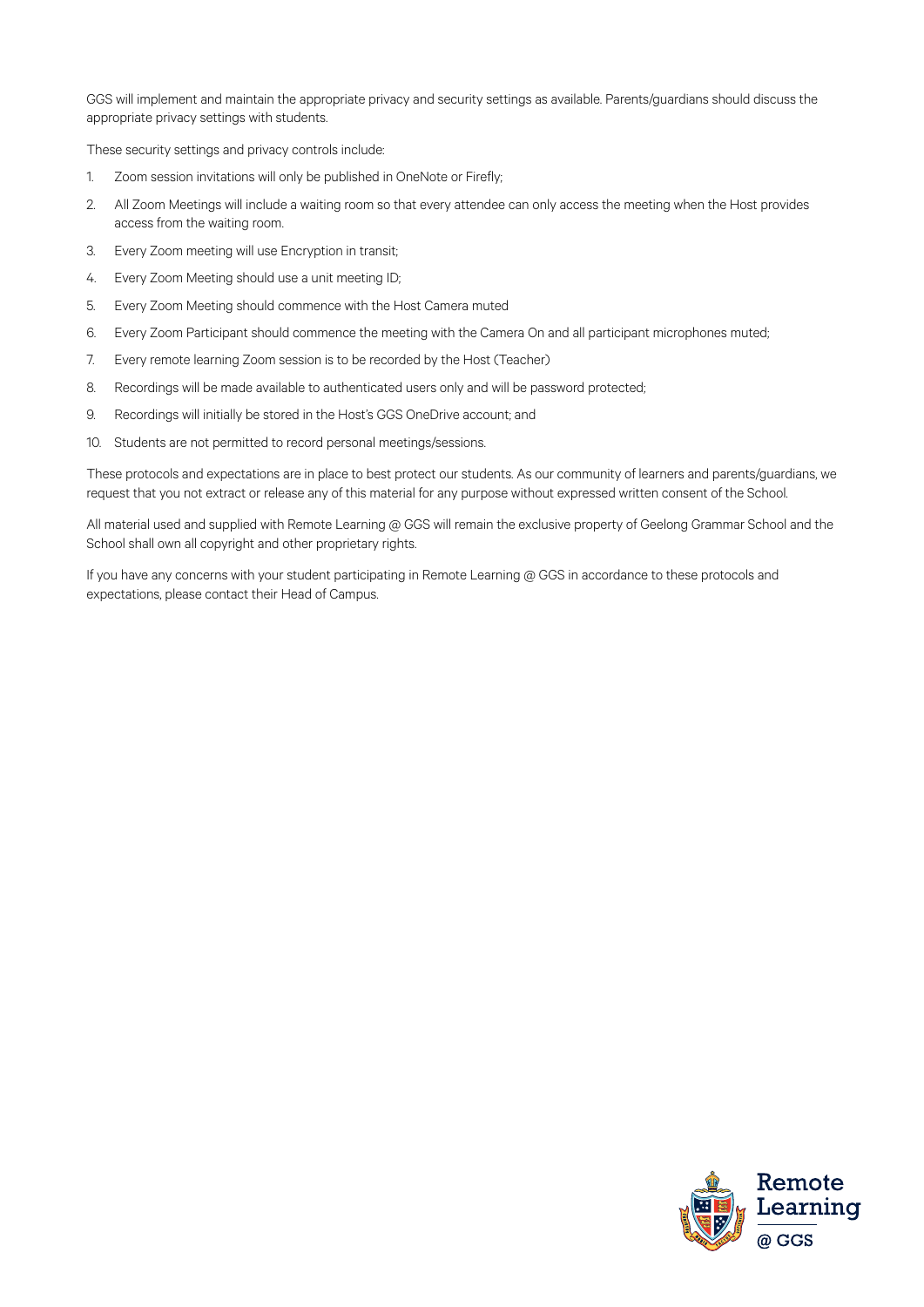GGS will implement and maintain the appropriate privacy and security settings as available. Parents/guardians should discuss the appropriate privacy settings with students.

These security settings and privacy controls include:

1. Zoom session invitations will only be published in OneNote or Firefly;
2. All Zoom Meetings will include a waiting room so that every attendee can only access the meeting when the Host provides access from the waiting room.
3. Every Zoom meeting will use Encryption in transit;
4. Every Zoom Meeting should use a unit meeting ID;
5. Every Zoom Meeting should commence with the Host Camera muted
6. Every Zoom Participant should commence the meeting with the Camera On and all participant microphones muted;
7. Every remote learning Zoom session is to be recorded by the Host (Teacher)
8. Recordings will be made available to authenticated users only and will be password protected;
9. Recordings will initially be stored in the Host's GGS OneDrive account; and
10. Students are not permitted to record personal meetings/sessions.

These protocols and expectations are in place to best protect our students. As our community of learners and parents/guardians, we request that you not extract or release any of this material for any purpose without expressed written consent of the School.

All material used and supplied with Remote Learning @ GGS will remain the exclusive property of Geelong Grammar School and the School shall own all copyright and other proprietary rights.

If you have any concerns with your student participating in Remote Learning @ GGS in accordance to these protocols and expectations, please contact their Head of Campus.

Remote Learning @ GGS